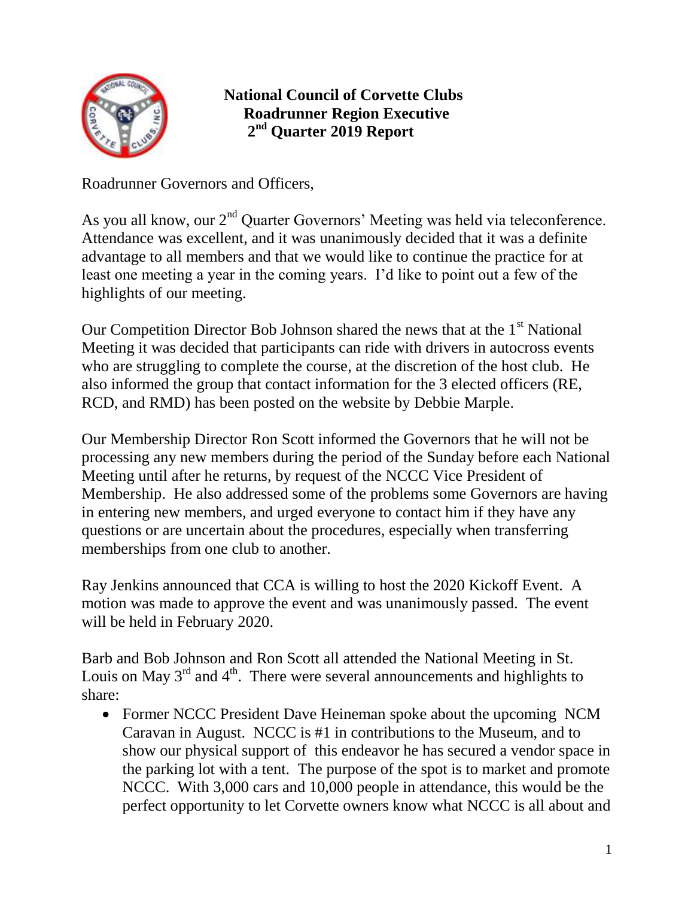# National Council of Corvette Clubs
## Roadrunner Region Executive
## 2nd Quarter 2019 Report

Roadrunner Governors and Officers,

As you all know, our 2nd Quarter Governors' Meeting was held via teleconference. Attendance was excellent, and it was unanimously decided that it was a definite advantage to all members and that we would like to continue the practice for at least one meeting a year in the coming years. I'd like to point out a few of the highlights of our meeting.

Our Competition Director Bob Johnson shared the news that at the 1st National Meeting it was decided that participants can ride with drivers in autocross events who are struggling to complete the course, at the discretion of the host club. He also informed the group that contact information for the 3 elected officers (RE, RCD, and RMD) has been posted on the website by Debbie Marple.

Our Membership Director Ron Scott informed the Governors that he will not be processing any new members during the period of the Sunday before each National Meeting until after he returns, by request of the NCCC Vice President of Membership. He also addressed some of the problems some Governors are having in entering new members, and urged everyone to contact him if they have any questions or are uncertain about the procedures, especially when transferring memberships from one club to another.

Ray Jenkins announced that CCA is willing to host the 2020 Kickoff Event. A motion was made to approve the event and was unanimously passed. The event will be held in February 2020.

Barb and Bob Johnson and Ron Scott all attended the National Meeting in St. Louis on May 3rd and 4th. There were several announcements and highlights to share:

- Former NCCC President Dave Heineman spoke about the upcoming NCM Caravan in August. NCCC is #1 in contributions to the Museum, and to show our physical support of this endeavor he has secured a vendor space in the parking lot with a tent. The purpose of the spot is to market and promote NCCC. With 3,000 cars and 10,000 people in attendance, this would be the perfect opportunity to let Corvette owners know what NCCC is all about and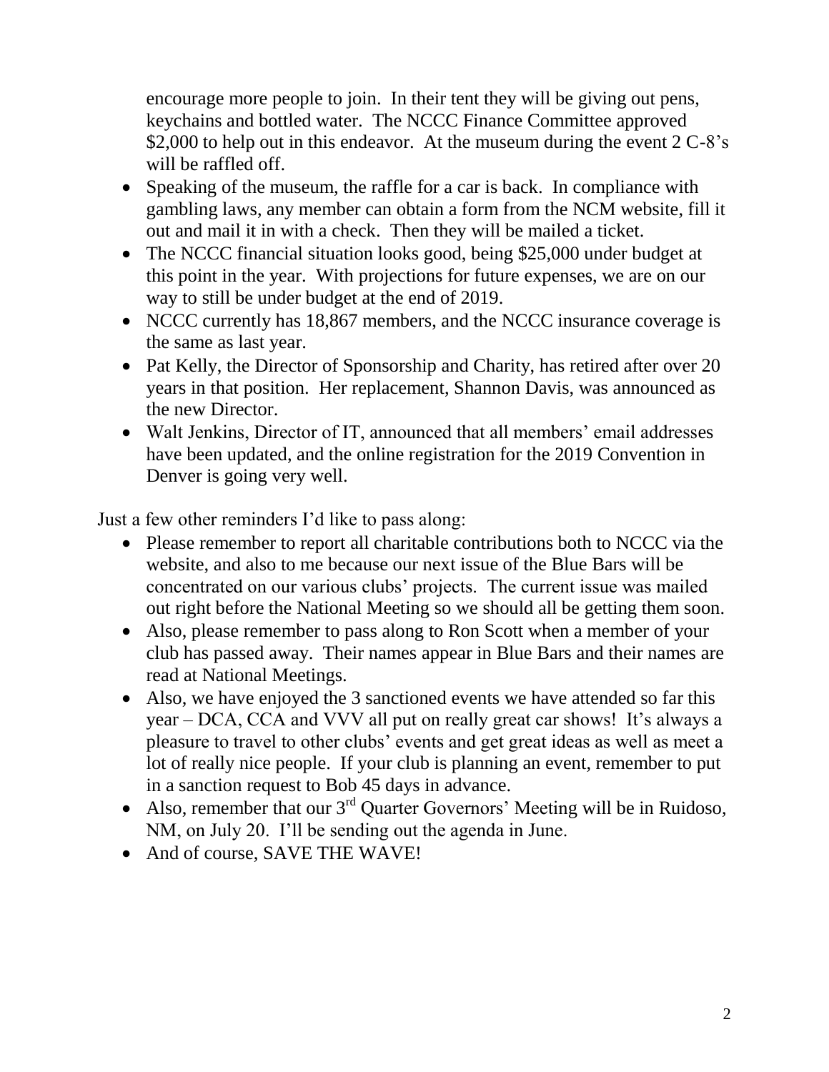encourage more people to join. In their tent they will be giving out pens, keychains and bottled water. The NCCC Finance Committee approved $2,000 to help out in this endeavor. At the museum during the event 2 C-8's will be raffled off.

- Speaking of the museum, the raffle for a car is back. In compliance with gambling laws, any member can obtain a form from the NCM website, fill it out and mail it in with a check. Then they will be mailed a ticket.
- The NCCC financial situation looks good, being $25,000 under budget at this point in the year. With projections for future expenses, we are on our way to still be under budget at the end of 2019.
- NCCC currently has 18,867 members, and the NCCC insurance coverage is the same as last year.
- Pat Kelly, the Director of Sponsorship and Charity, has retired after over 20 years in that position. Her replacement, Shannon Davis, was announced as the new Director.
- Walt Jenkins, Director of IT, announced that all members' email addresses have been updated, and the online registration for the 2019 Convention in Denver is going very well.

Just a few other reminders I'd like to pass along:

- Please remember to report all charitable contributions both to NCCC via the website, and also to me because our next issue of the Blue Bars will be concentrated on our various clubs' projects. The current issue was mailed out right before the National Meeting so we should all be getting them soon.
- Also, please remember to pass along to Ron Scott when a member of your club has passed away. Their names appear in Blue Bars and their names are read at National Meetings.
- Also, we have enjoyed the 3 sanctioned events we have attended so far this year – DCA, CCA and VVV all put on really great car shows! It's always a pleasure to travel to other clubs' events and get great ideas as well as meet a lot of really nice people. If your club is planning an event, remember to put in a sanction request to Bob 45 days in advance.
- Also, remember that our 3rd Quarter Governors' Meeting will be in Ruidoso, NM, on July 20. I'll be sending out the agenda in June.
- And of course, SAVE THE WAVE!